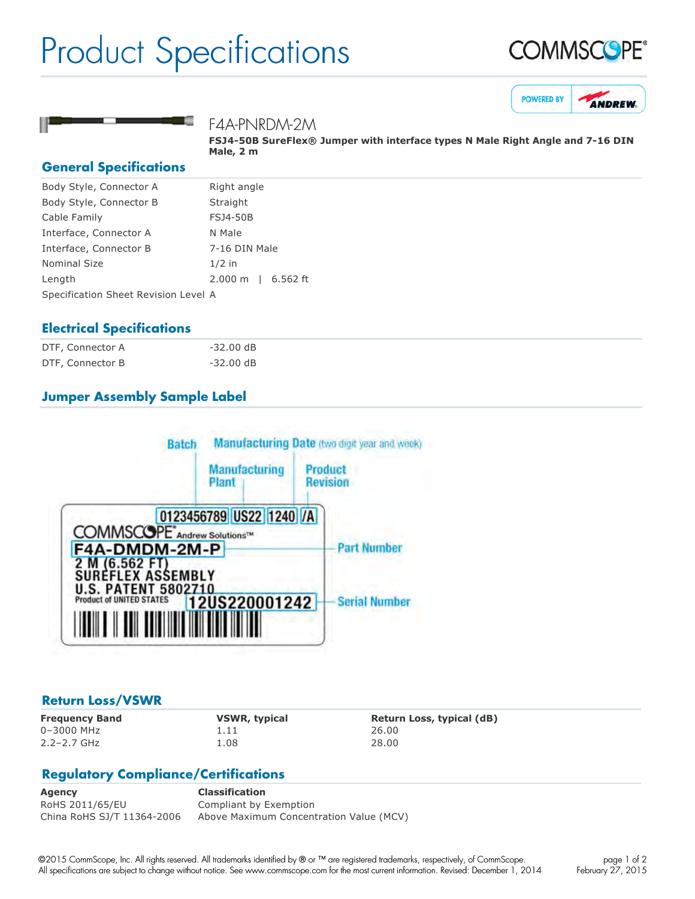# Product Specifications

COMMSCOPE®

POWERED BY ANDREW

## F4A-PNRDM-2M

**FSJ4-50B SureFlex® Jumper with interface types N Male Right Angle and 7-16 DIN Male, 2 m**

## General Specifications

| | |
|---|---|
| Body Style, Connector A | Right angle |
| Body Style, Connector B | Straight |
| Cable Family | FSJ4-50B |
| Interface, Connector A | N Male |
| Interface, Connector B | 7-16 DIN Male |
| Nominal Size | 1/2 in |
| Length | 2.000 m \| 6.562 ft |
| Specification Sheet Revision Level | A |

## Electrical Specifications

| | |
|---|---|
| DTF, Connector A | -32.00 dB |
| DTF, Connector B | -32.00 dB |

## Jumper Assembly Sample Label

Batch — Manufacturing Date (two digit year and week) — Manufacturing Plant — Product Revision

0123456789 | US22 | 1240 | /A

COMMSCOPE® Andrew Solutions™

F4A-DMDM-2M-P — Part Number

2 M (6.562 FT)
SUREFLEX ASSEMBLY
U.S. PATENT 5802710
Product of UNITED STATES

12US220001242 — Serial Number

## Return Loss/VSWR

| Frequency Band | VSWR, typical | Return Loss, typical (dB) |
|---|---|---|
| 0–3000 MHz | 1.11 | 26.00 |
| 2.2–2.7 GHz | 1.08 | 28.00 |

## Regulatory Compliance/Certifications

| Agency | Classification |
|---|---|
| RoHS 2011/65/EU | Compliant by Exemption |
| China RoHS SJ/T 11364-2006 | Above Maximum Concentration Value (MCV) |

©2015 CommScope, Inc. All rights reserved. All trademarks identified by ® or ™ are registered trademarks, respectively, of CommScope. All specifications are subject to change without notice. See www.commscope.com for the most current information. Revised: December 1, 2014

February 27, 2015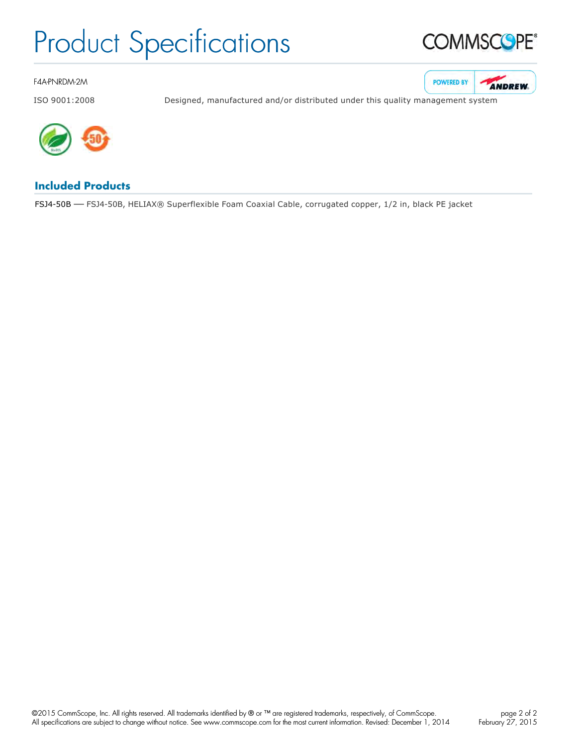# Product Specifications

F4A-PNRDM-2M

ISO 9001:2008 Designed, manufactured and/or distributed under this quality management system

## Included Products

FSJ4-50B — FSJ4-50B, HELIAX® Superflexible Foam Coaxial Cable, corrugated copper, 1/2 in, black PE jacket

©2015 CommScope, Inc. All rights reserved. All trademarks identified by ® or ™ are registered trademarks, respectively, of CommScope.
All specifications are subject to change without notice. See www.commscope.com for the most current information. Revised: December 1, 2014

February 27, 2015